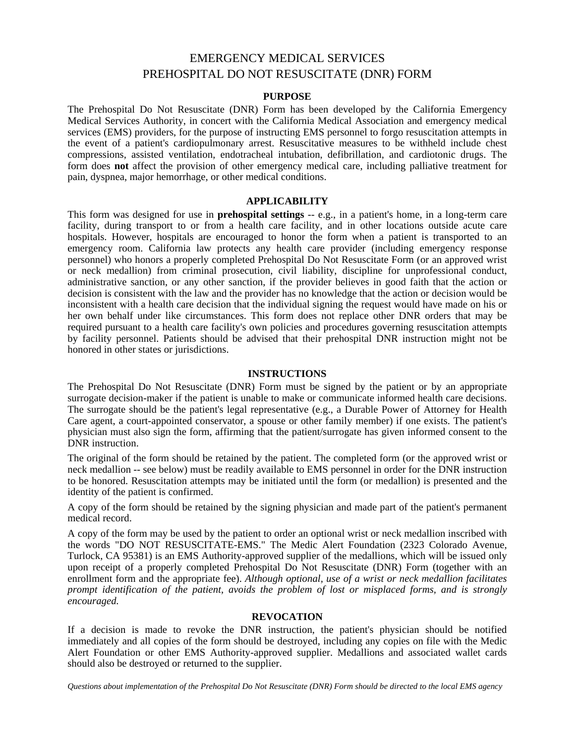# EMERGENCY MEDICAL SERVICES
# PREHOSPITAL DO NOT RESUSCITATE (DNR) FORM

## PURPOSE

The Prehospital Do Not Resuscitate (DNR) Form has been developed by the California Emergency Medical Services Authority, in concert with the California Medical Association and emergency medical services (EMS) providers, for the purpose of instructing EMS personnel to forgo resuscitation attempts in the event of a patient's cardiopulmonary arrest. Resuscitative measures to be withheld include chest compressions, assisted ventilation, endotracheal intubation, defibrillation, and cardiotonic drugs. The form does **not** affect the provision of other emergency medical care, including palliative treatment for pain, dyspnea, major hemorrhage, or other medical conditions.

## APPLICABILITY

This form was designed for use in **prehospital settings** -- e.g., in a patient's home, in a long-term care facility, during transport to or from a health care facility, and in other locations outside acute care hospitals. However, hospitals are encouraged to honor the form when a patient is transported to an emergency room. California law protects any health care provider (including emergency response personnel) who honors a properly completed Prehospital Do Not Resuscitate Form (or an approved wrist or neck medallion) from criminal prosecution, civil liability, discipline for unprofessional conduct, administrative sanction, or any other sanction, if the provider believes in good faith that the action or decision is consistent with the law and the provider has no knowledge that the action or decision would be inconsistent with a health care decision that the individual signing the request would have made on his or her own behalf under like circumstances. This form does not replace other DNR orders that may be required pursuant to a health care facility's own policies and procedures governing resuscitation attempts by facility personnel. Patients should be advised that their prehospital DNR instruction might not be honored in other states or jurisdictions.

## INSTRUCTIONS

The Prehospital Do Not Resuscitate (DNR) Form must be signed by the patient or by an appropriate surrogate decision-maker if the patient is unable to make or communicate informed health care decisions. The surrogate should be the patient's legal representative (e.g., a Durable Power of Attorney for Health Care agent, a court-appointed conservator, a spouse or other family member) if one exists. The patient's physician must also sign the form, affirming that the patient/surrogate has given informed consent to the DNR instruction.

The original of the form should be retained by the patient. The completed form (or the approved wrist or neck medallion -- see below) must be readily available to EMS personnel in order for the DNR instruction to be honored. Resuscitation attempts may be initiated until the form (or medallion) is presented and the identity of the patient is confirmed.

A copy of the form should be retained by the signing physician and made part of the patient's permanent medical record.

A copy of the form may be used by the patient to order an optional wrist or neck medallion inscribed with the words "DO NOT RESUSCITATE-EMS." The Medic Alert Foundation (2323 Colorado Avenue, Turlock, CA 95381) is an EMS Authority-approved supplier of the medallions, which will be issued only upon receipt of a properly completed Prehospital Do Not Resuscitate (DNR) Form (together with an enrollment form and the appropriate fee). *Although optional, use of a wrist or neck medallion facilitates prompt identification of the patient, avoids the problem of lost or misplaced forms, and is strongly encouraged.*

## REVOCATION

If a decision is made to revoke the DNR instruction, the patient's physician should be notified immediately and all copies of the form should be destroyed, including any copies on file with the Medic Alert Foundation or other EMS Authority-approved supplier. Medallions and associated wallet cards should also be destroyed or returned to the supplier.

*Questions about implementation of the Prehospital Do Not Resuscitate (DNR) Form should be directed to the local EMS agency*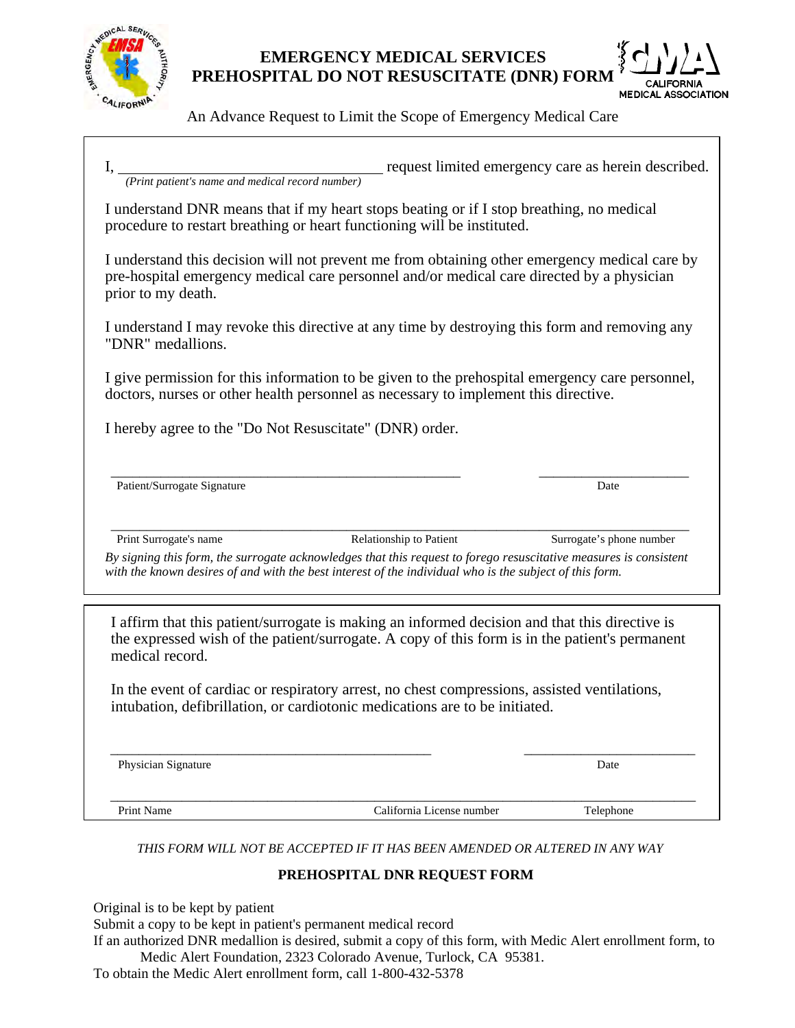# EMERGENCY MEDICAL SERVICES PREHOSPITAL DO NOT RESUSCITATE (DNR) FORM

An Advance Request to Limit the Scope of Emergency Medical Care

I, ___________________________________ request limited emergency care as herein described.
*(Print patient's name and medical record number)*

I understand DNR means that if my heart stops beating or if I stop breathing, no medical procedure to restart breathing or heart functioning will be instituted.

I understand this decision will not prevent me from obtaining other emergency medical care by pre-hospital emergency medical care personnel and/or medical care directed by a physician prior to my death.

I understand I may revoke this directive at any time by destroying this form and removing any "DNR" medallions.

I give permission for this information to be given to the prehospital emergency care personnel, doctors, nurses or other health personnel as necessary to implement this directive.

I hereby agree to the "Do Not Resuscitate" (DNR) order.

_______________________________________________ ____________________

Patient/Surrogate Signature Date

___________________________________________________________________________

Print Surrogate's name Relationship to Patient Surrogate's phone number

*By signing this form, the surrogate acknowledges that this request to forego resuscitative measures is consistent with the known desires of and with the best interest of the individual who is the subject of this form.*

I affirm that this patient/surrogate is making an informed decision and that this directive is the expressed wish of the patient/surrogate. A copy of this form is in the patient's permanent medical record.

In the event of cardiac or respiratory arrest, no chest compressions, assisted ventilations, intubation, defibrillation, or cardiotonic medications are to be initiated.

_______________________________________________ ____________________

Physician Signature Date

___________________________________________________________________________

Print Name California License number Telephone

*THIS FORM WILL NOT BE ACCEPTED IF IT HAS BEEN AMENDED OR ALTERED IN ANY WAY*

**PREHOSPITAL DNR REQUEST FORM**

Original is to be kept by patient
Submit a copy to be kept in patient's permanent medical record
If an authorized DNR medallion is desired, submit a copy of this form, with Medic Alert enrollment form, to Medic Alert Foundation, 2323 Colorado Avenue, Turlock, CA 95381.
To obtain the Medic Alert enrollment form, call 1-800-432-5378